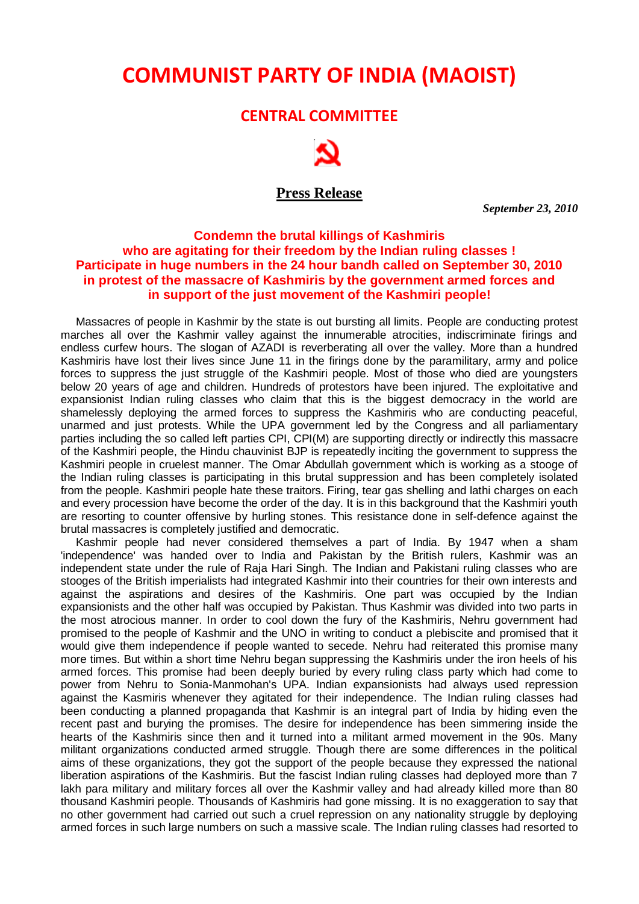# COMMUNIST PARTY OF INDIA (MAOIST)

## CENTRAL COMMITTEE

### Press Release

***September 23, 2010***

**Condemn the brutal killings of Kashmiris who are agitating for their freedom by the Indian ruling classes ! Participate in huge numbers in the 24 hour bandh called on September 30, 2010 in protest of the massacre of Kashmiris by the government armed forces and in support of the just movement of the Kashmiri people!**

Massacres of people in Kashmir by the state is out bursting all limits. People are conducting protest marches all over the Kashmir valley against the innumerable atrocities, indiscriminate firings and endless curfew hours. The slogan of AZADI is reverberating all over the valley. More than a hundred Kashmiris have lost their lives since June 11 in the firings done by the paramilitary, army and police forces to suppress the just struggle of the Kashmiri people. Most of those who died are youngsters below 20 years of age and children. Hundreds of protestors have been injured. The exploitative and expansionist Indian ruling classes who claim that this is the biggest democracy in the world are shamelessly deploying the armed forces to suppress the Kashmiris who are conducting peaceful, unarmed and just protests. While the UPA government led by the Congress and all parliamentary parties including the so called left parties CPI, CPI(M) are supporting directly or indirectly this massacre of the Kashmiri people, the Hindu chauvinist BJP is repeatedly inciting the government to suppress the Kashmiri people in cruelest manner. The Omar Abdullah government which is working as a stooge of the Indian ruling classes is participating in this brutal suppression and has been completely isolated from the people. Kashmiri people hate these traitors. Firing, tear gas shelling and lathi charges on each and every procession have become the order of the day. It is in this background that the Kashmiri youth are resorting to counter offensive by hurling stones. This resistance done in self-defence against the brutal massacres is completely justified and democratic.

Kashmir people had never considered themselves a part of India. By 1947 when a sham 'independence' was handed over to India and Pakistan by the British rulers, Kashmir was an independent state under the rule of Raja Hari Singh. The Indian and Pakistani ruling classes who are stooges of the British imperialists had integrated Kashmir into their countries for their own interests and against the aspirations and desires of the Kashmiris. One part was occupied by the Indian expansionists and the other half was occupied by Pakistan. Thus Kashmir was divided into two parts in the most atrocious manner. In order to cool down the fury of the Kashmiris, Nehru government had promised to the people of Kashmir and the UNO in writing to conduct a plebiscite and promised that it would give them independence if people wanted to secede. Nehru had reiterated this promise many more times. But within a short time Nehru began suppressing the Kashmiris under the iron heels of his armed forces. This promise had been deeply buried by every ruling class party which had come to power from Nehru to Sonia-Manmohan's UPA. Indian expansionists had always used repression against the Kasmiris whenever they agitated for their independence. The Indian ruling classes had been conducting a planned propaganda that Kashmir is an integral part of India by hiding even the recent past and burying the promises. The desire for independence has been simmering inside the hearts of the Kashmiris since then and it turned into a militant armed movement in the 90s. Many militant organizations conducted armed struggle. Though there are some differences in the political aims of these organizations, they got the support of the people because they expressed the national liberation aspirations of the Kashmiris. But the fascist Indian ruling classes had deployed more than 7 lakh para military and military forces all over the Kashmir valley and had already killed more than 80 thousand Kashmiri people. Thousands of Kashmiris had gone missing. It is no exaggeration to say that no other government had carried out such a cruel repression on any nationality struggle by deploying armed forces in such large numbers on such a massive scale. The Indian ruling classes had resorted to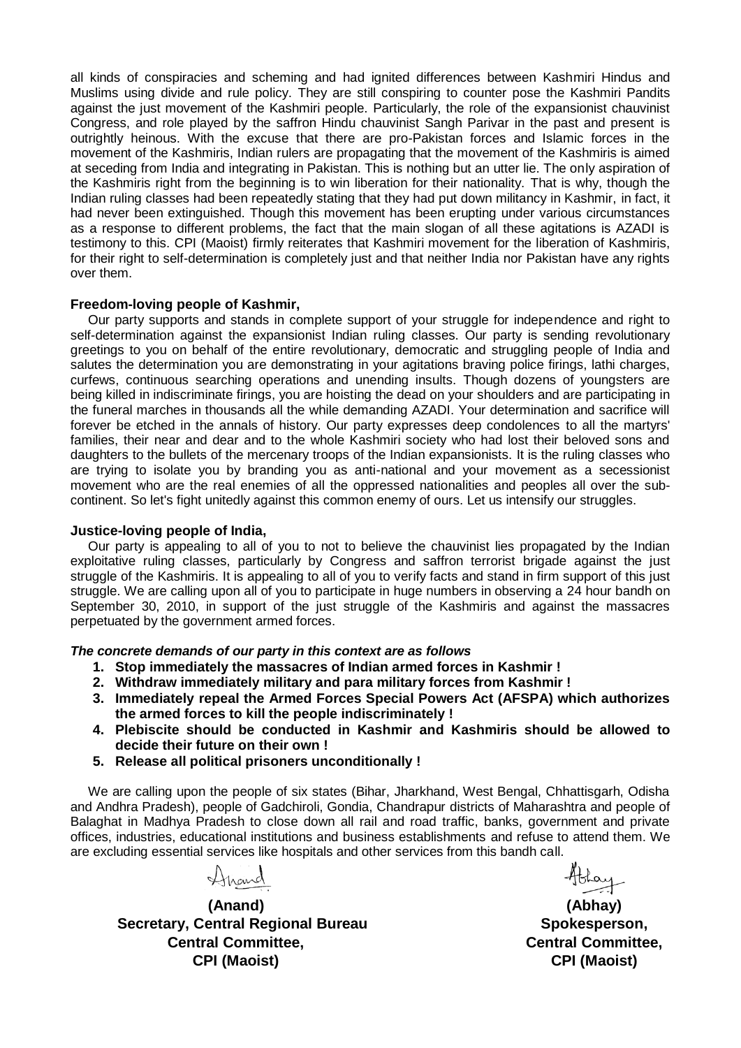all kinds of conspiracies and scheming and had ignited differences between Kashmiri Hindus and Muslims using divide and rule policy. They are still conspiring to counter pose the Kashmiri Pandits against the just movement of the Kashmiri people. Particularly, the role of the expansionist chauvinist Congress, and role played by the saffron Hindu chauvinist Sangh Parivar in the past and present is outrightly heinous. With the excuse that there are pro-Pakistan forces and Islamic forces in the movement of the Kashmiris, Indian rulers are propagating that the movement of the Kashmiris is aimed at seceding from India and integrating in Pakistan. This is nothing but an utter lie. The only aspiration of the Kashmiris right from the beginning is to win liberation for their nationality. That is why, though the Indian ruling classes had been repeatedly stating that they had put down militancy in Kashmir, in fact, it had never been extinguished. Though this movement has been erupting under various circumstances as a response to different problems, the fact that the main slogan of all these agitations is AZADI is testimony to this. CPI (Maoist) firmly reiterates that Kashmiri movement for the liberation of Kashmiris, for their right to self-determination is completely just and that neither India nor Pakistan have any rights over them.

**Freedom-loving people of Kashmir,**

Our party supports and stands in complete support of your struggle for independence and right to self-determination against the expansionist Indian ruling classes. Our party is sending revolutionary greetings to you on behalf of the entire revolutionary, democratic and struggling people of India and salutes the determination you are demonstrating in your agitations braving police firings, lathi charges, curfews, continuous searching operations and unending insults. Though dozens of youngsters are being killed in indiscriminate firings, you are hoisting the dead on your shoulders and are participating in the funeral marches in thousands all the while demanding AZADI. Your determination and sacrifice will forever be etched in the annals of history. Our party expresses deep condolences to all the martyrs' families, their near and dear and to the whole Kashmiri society who had lost their beloved sons and daughters to the bullets of the mercenary troops of the Indian expansionists. It is the ruling classes who are trying to isolate you by branding you as anti-national and your movement as a secessionist movement who are the real enemies of all the oppressed nationalities and peoples all over the sub-continent. So let's fight unitedly against this common enemy of ours. Let us intensify our struggles.

**Justice-loving people of India,**

Our party is appealing to all of you to not to believe the chauvinist lies propagated by the Indian exploitative ruling classes, particularly by Congress and saffron terrorist brigade against the just struggle of the Kashmiris. It is appealing to all of you to verify facts and stand in firm support of this just struggle. We are calling upon all of you to participate in huge numbers in observing a 24 hour bandh on September 30, 2010, in support of the just struggle of the Kashmiris and against the massacres perpetuated by the government armed forces.

***The concrete demands of our party in this context are as follows***

1. **Stop immediately the massacres of Indian armed forces in Kashmir !**
2. **Withdraw immediately military and para military forces from Kashmir !**
3. **Immediately repeal the Armed Forces Special Powers Act (AFSPA) which authorizes the armed forces to kill the people indiscriminately !**
4. **Plebiscite should be conducted in Kashmir and Kashmiris should be allowed to decide their future on their own !**
5. **Release all political prisoners unconditionally !**

We are calling upon the people of six states (Bihar, Jharkhand, West Bengal, Chhattisgarh, Odisha and Andhra Pradesh), people of Gadchiroli, Gondia, Chandrapur districts of Maharashtra and people of Balaghat in Madhya Pradesh to close down all rail and road traffic, banks, government and private offices, industries, educational institutions and business establishments and refuse to attend them. We are excluding essential services like hospitals and other services from this bandh call.

Anand

**(Anand)**
**Secretary, Central Regional Bureau**
**Central Committee,**
**CPI (Maoist)**

Abhay

**(Abhay)**
**Spokesperson,**
**Central Committee,**
**CPI (Maoist)**